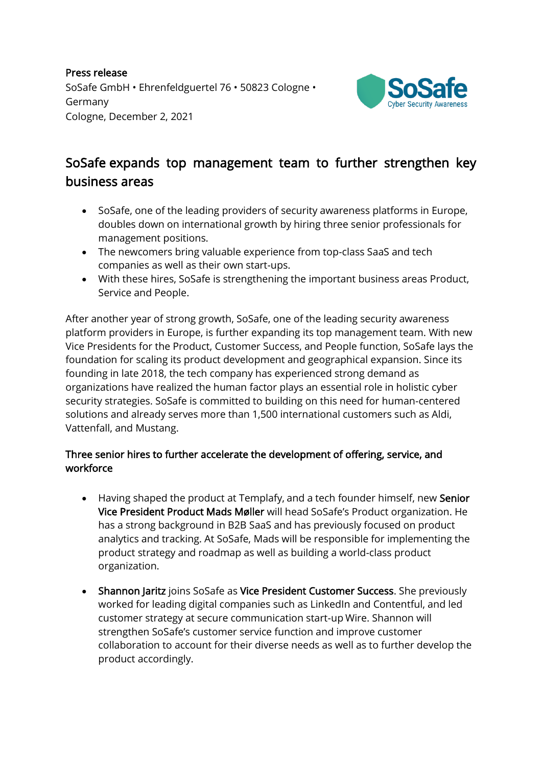**Press release**
SoSafe GmbH • Ehrenfeldguertel 76 • 50823 Cologne • Germany
Cologne, December 2, 2021

# SoSafe expands top management team to further strengthen key business areas

- SoSafe, one of the leading providers of security awareness platforms in Europe, doubles down on international growth by hiring three senior professionals for management positions.
- The newcomers bring valuable experience from top-class SaaS and tech companies as well as their own start-ups.
- With these hires, SoSafe is strengthening the important business areas Product, Service and People.

After another year of strong growth, SoSafe, one of the leading security awareness platform providers in Europe, is further expanding its top management team. With new Vice Presidents for the Product, Customer Success, and People function, SoSafe lays the foundation for scaling its product development and geographical expansion. Since its founding in late 2018, the tech company has experienced strong demand as organizations have realized the human factor plays an essential role in holistic cyber security strategies. SoSafe is committed to building on this need for human-centered solutions and already serves more than 1,500 international customers such as Aldi, Vattenfall, and Mustang.

## Three senior hires to further accelerate the development of offering, service, and workforce

- Having shaped the product at Templafy, and a tech founder himself, new **Senior Vice President Product Mads Møller** will head SoSafe's Product organization. He has a strong background in B2B SaaS and has previously focused on product analytics and tracking. At SoSafe, Mads will be responsible for implementing the product strategy and roadmap as well as building a world-class product organization.

- **Shannon Jaritz** joins SoSafe as **Vice President Customer Success**. She previously worked for leading digital companies such as LinkedIn and Contentful, and led customer strategy at secure communication start-up Wire. Shannon will strengthen SoSafe's customer service function and improve customer collaboration to account for their diverse needs as well as to further develop the product accordingly.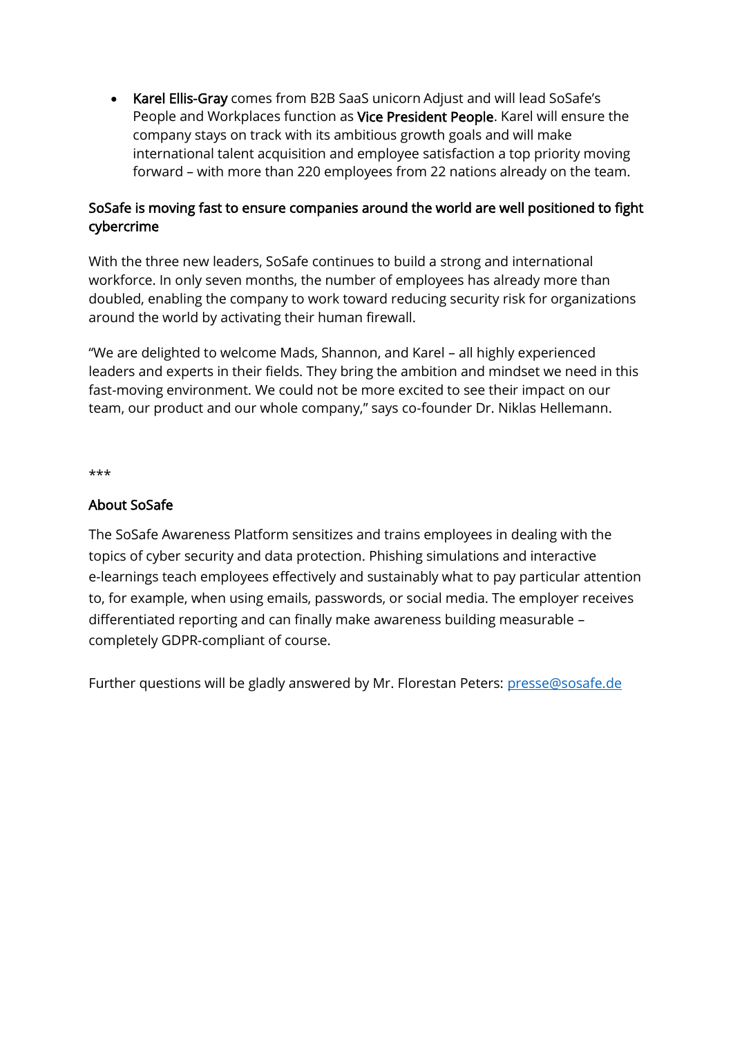- **Karel Ellis-Gray** comes from B2B SaaS unicorn Adjust and will lead SoSafe's People and Workplaces function as **Vice President People**. Karel will ensure the company stays on track with its ambitious growth goals and will make international talent acquisition and employee satisfaction a top priority moving forward – with more than 220 employees from 22 nations already on the team.

## SoSafe is moving fast to ensure companies around the world are well positioned to fight cybercrime

With the three new leaders, SoSafe continues to build a strong and international workforce. In only seven months, the number of employees has already more than doubled, enabling the company to work toward reducing security risk for organizations around the world by activating their human firewall.

"We are delighted to welcome Mads, Shannon, and Karel – all highly experienced leaders and experts in their fields. They bring the ambition and mindset we need in this fast-moving environment. We could not be more excited to see their impact on our team, our product and our whole company," says co-founder Dr. Niklas Hellemann.

***

## About SoSafe

The SoSafe Awareness Platform sensitizes and trains employees in dealing with the topics of cyber security and data protection. Phishing simulations and interactive e-learnings teach employees effectively and sustainably what to pay particular attention to, for example, when using emails, passwords, or social media. The employer receives differentiated reporting and can finally make awareness building measurable – completely GDPR-compliant of course.

Further questions will be gladly answered by Mr. Florestan Peters: [presse@sosafe.de](mailto:presse@sosafe.de)